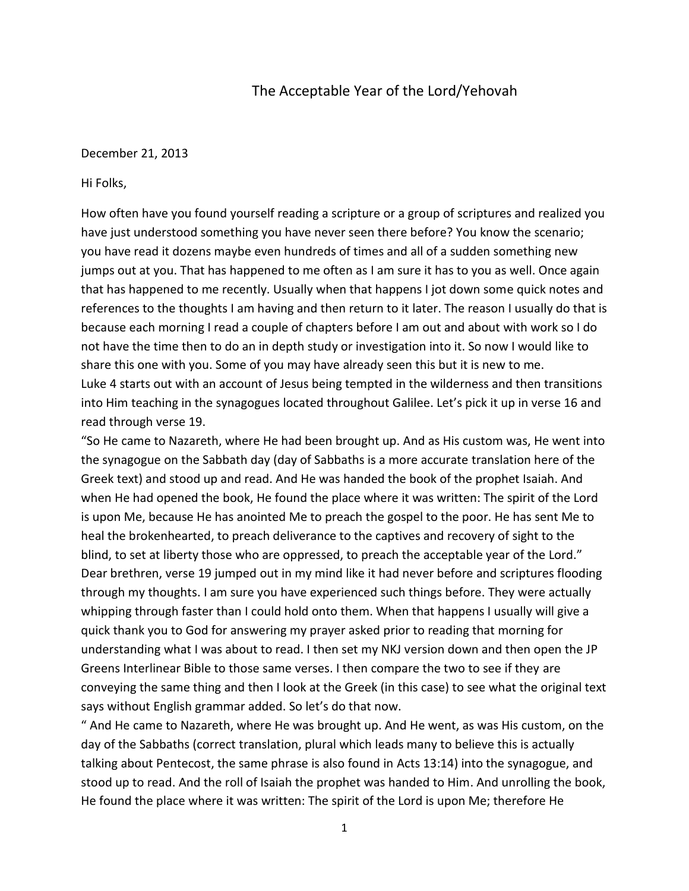# The Acceptable Year of the Lord/Yehovah

December 21, 2013

Hi Folks,

How often have you found yourself reading a scripture or a group of scriptures and realized you have just understood something you have never seen there before? You know the scenario; you have read it dozens maybe even hundreds of times and all of a sudden something new jumps out at you. That has happened to me often as I am sure it has to you as well. Once again that has happened to me recently. Usually when that happens I jot down some quick notes and references to the thoughts I am having and then return to it later. The reason I usually do that is because each morning I read a couple of chapters before I am out and about with work so I do not have the time then to do an in depth study or investigation into it. So now I would like to share this one with you. Some of you may have already seen this but it is new to me.

Luke 4 starts out with an account of Jesus being tempted in the wilderness and then transitions into Him teaching in the synagogues located throughout Galilee. Let's pick it up in verse 16 and read through verse 19.

"So He came to Nazareth, where He had been brought up. And as His custom was, He went into the synagogue on the Sabbath day (day of Sabbaths is a more accurate translation here of the Greek text) and stood up and read. And He was handed the book of the prophet Isaiah. And when He had opened the book, He found the place where it was written: The spirit of the Lord is upon Me, because He has anointed Me to preach the gospel to the poor. He has sent Me to heal the brokenhearted, to preach deliverance to the captives and recovery of sight to the blind, to set at liberty those who are oppressed, to preach the acceptable year of the Lord."

Dear brethren, verse 19 jumped out in my mind like it had never before and scriptures flooding through my thoughts. I am sure you have experienced such things before. They were actually whipping through faster than I could hold onto them. When that happens I usually will give a quick thank you to God for answering my prayer asked prior to reading that morning for understanding what I was about to read. I then set my NKJ version down and then open the JP Greens Interlinear Bible to those same verses. I then compare the two to see if they are conveying the same thing and then I look at the Greek (in this case) to see what the original text says without English grammar added. So let's do that now.

" And He came to Nazareth, where He was brought up. And He went, as was His custom, on the day of the Sabbaths (correct translation, plural which leads many to believe this is actually talking about Pentecost, the same phrase is also found in Acts 13:14) into the synagogue, and stood up to read. And the roll of Isaiah the prophet was handed to Him. And unrolling the book, He found the place where it was written: The spirit of the Lord is upon Me; therefore He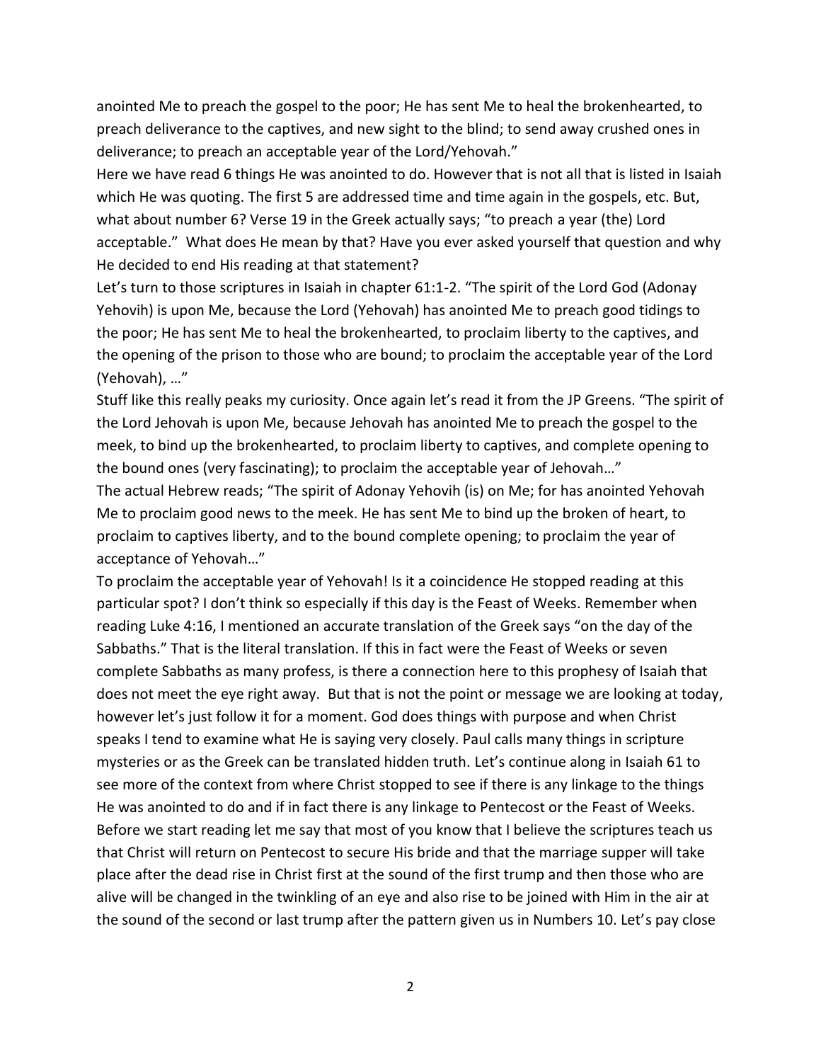anointed Me to preach the gospel to the poor; He has sent Me to heal the brokenhearted, to preach deliverance to the captives, and new sight to the blind; to send away crushed ones in deliverance; to preach an acceptable year of the Lord/Yehovah."

Here we have read 6 things He was anointed to do. However that is not all that is listed in Isaiah which He was quoting. The first 5 are addressed time and time again in the gospels, etc. But, what about number 6? Verse 19 in the Greek actually says; "to preach a year (the) Lord acceptable." What does He mean by that? Have you ever asked yourself that question and why He decided to end His reading at that statement?

Let's turn to those scriptures in Isaiah in chapter 61:1-2. "The spirit of the Lord God (Adonay Yehovih) is upon Me, because the Lord (Yehovah) has anointed Me to preach good tidings to the poor; He has sent Me to heal the brokenhearted, to proclaim liberty to the captives, and the opening of the prison to those who are bound; to proclaim the acceptable year of the Lord (Yehovah), …"

Stuff like this really peaks my curiosity. Once again let's read it from the JP Greens. "The spirit of the Lord Jehovah is upon Me, because Jehovah has anointed Me to preach the gospel to the meek, to bind up the brokenhearted, to proclaim liberty to captives, and complete opening to the bound ones (very fascinating); to proclaim the acceptable year of Jehovah…"

The actual Hebrew reads; "The spirit of Adonay Yehovih (is) on Me; for has anointed Yehovah Me to proclaim good news to the meek. He has sent Me to bind up the broken of heart, to proclaim to captives liberty, and to the bound complete opening; to proclaim the year of acceptance of Yehovah…"

To proclaim the acceptable year of Yehovah! Is it a coincidence He stopped reading at this particular spot? I don't think so especially if this day is the Feast of Weeks. Remember when reading Luke 4:16, I mentioned an accurate translation of the Greek says "on the day of the Sabbaths." That is the literal translation. If this in fact were the Feast of Weeks or seven complete Sabbaths as many profess, is there a connection here to this prophesy of Isaiah that does not meet the eye right away. But that is not the point or message we are looking at today, however let's just follow it for a moment. God does things with purpose and when Christ speaks I tend to examine what He is saying very closely. Paul calls many things in scripture mysteries or as the Greek can be translated hidden truth. Let's continue along in Isaiah 61 to see more of the context from where Christ stopped to see if there is any linkage to the things He was anointed to do and if in fact there is any linkage to Pentecost or the Feast of Weeks. Before we start reading let me say that most of you know that I believe the scriptures teach us that Christ will return on Pentecost to secure His bride and that the marriage supper will take place after the dead rise in Christ first at the sound of the first trump and then those who are alive will be changed in the twinkling of an eye and also rise to be joined with Him in the air at the sound of the second or last trump after the pattern given us in Numbers 10. Let's pay close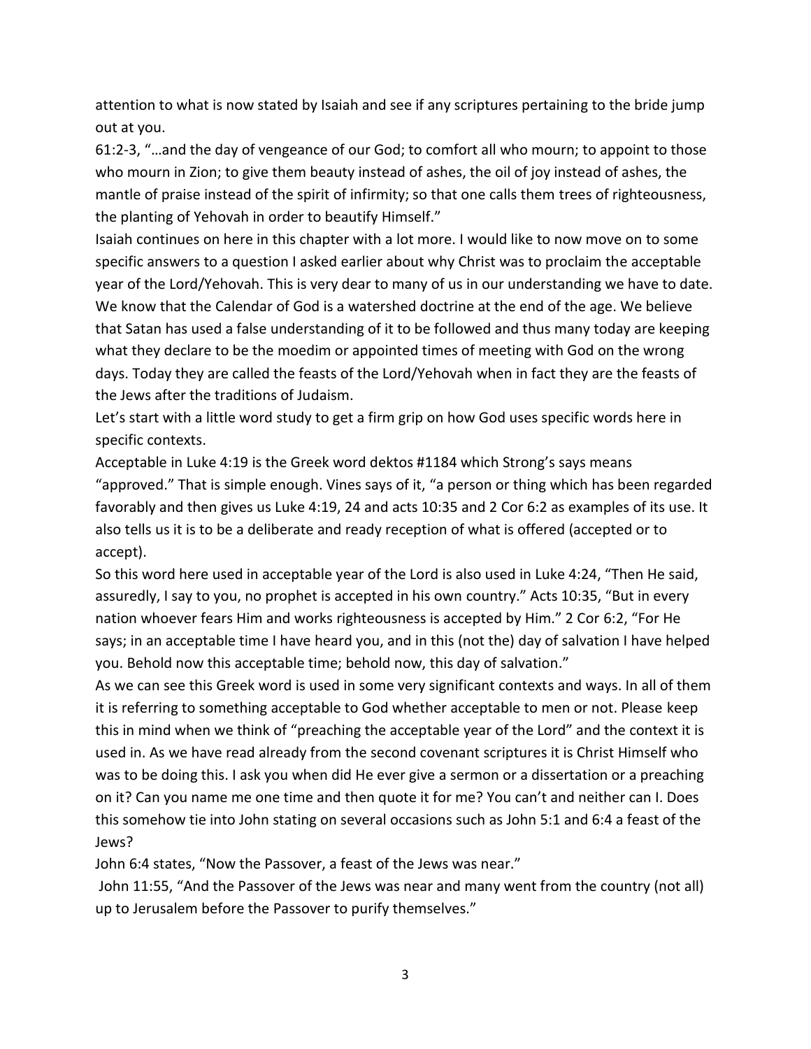attention to what is now stated by Isaiah and see if any scriptures pertaining to the bride jump out at you.

61:2-3, "…and the day of vengeance of our God; to comfort all who mourn; to appoint to those who mourn in Zion; to give them beauty instead of ashes, the oil of joy instead of ashes, the mantle of praise instead of the spirit of infirmity; so that one calls them trees of righteousness, the planting of Yehovah in order to beautify Himself."

Isaiah continues on here in this chapter with a lot more. I would like to now move on to some specific answers to a question I asked earlier about why Christ was to proclaim the acceptable year of the Lord/Yehovah. This is very dear to many of us in our understanding we have to date. We know that the Calendar of God is a watershed doctrine at the end of the age. We believe that Satan has used a false understanding of it to be followed and thus many today are keeping what they declare to be the moedim or appointed times of meeting with God on the wrong days. Today they are called the feasts of the Lord/Yehovah when in fact they are the feasts of the Jews after the traditions of Judaism.

Let's start with a little word study to get a firm grip on how God uses specific words here in specific contexts.

Acceptable in Luke 4:19 is the Greek word dektos #1184 which Strong's says means "approved." That is simple enough. Vines says of it, "a person or thing which has been regarded favorably and then gives us Luke 4:19, 24 and acts 10:35 and 2 Cor 6:2 as examples of its use. It also tells us it is to be a deliberate and ready reception of what is offered (accepted or to accept).

So this word here used in acceptable year of the Lord is also used in Luke 4:24, "Then He said, assuredly, I say to you, no prophet is accepted in his own country." Acts 10:35, "But in every nation whoever fears Him and works righteousness is accepted by Him." 2 Cor 6:2, "For He says; in an acceptable time I have heard you, and in this (not the) day of salvation I have helped you. Behold now this acceptable time; behold now, this day of salvation."

As we can see this Greek word is used in some very significant contexts and ways. In all of them it is referring to something acceptable to God whether acceptable to men or not. Please keep this in mind when we think of "preaching the acceptable year of the Lord" and the context it is used in. As we have read already from the second covenant scriptures it is Christ Himself who was to be doing this. I ask you when did He ever give a sermon or a dissertation or a preaching on it? Can you name me one time and then quote it for me? You can't and neither can I. Does this somehow tie into John stating on several occasions such as John 5:1 and 6:4 a feast of the Jews?

John 6:4 states, "Now the Passover, a feast of the Jews was near."

John 11:55, "And the Passover of the Jews was near and many went from the country (not all) up to Jerusalem before the Passover to purify themselves."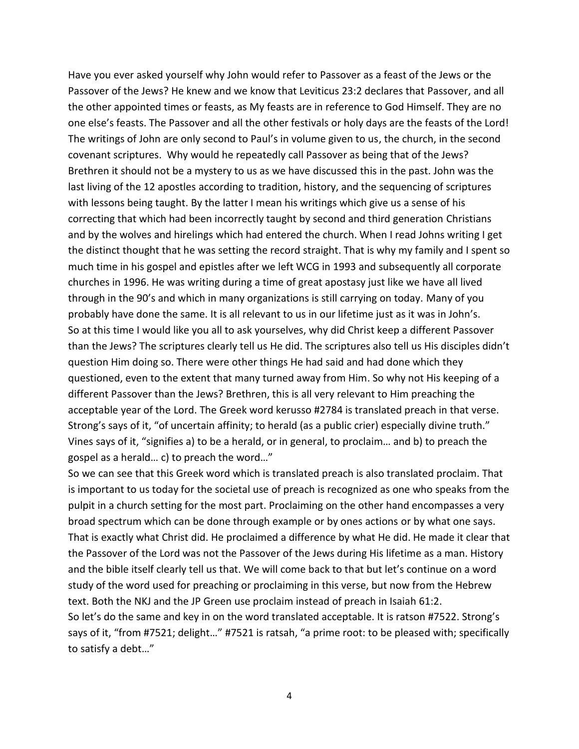Have you ever asked yourself why John would refer to Passover as a feast of the Jews or the Passover of the Jews? He knew and we know that Leviticus 23:2 declares that Passover, and all the other appointed times or feasts, as My feasts are in reference to God Himself. They are no one else's feasts. The Passover and all the other festivals or holy days are the feasts of the Lord! The writings of John are only second to Paul's in volume given to us, the church, in the second covenant scriptures. Why would he repeatedly call Passover as being that of the Jews? Brethren it should not be a mystery to us as we have discussed this in the past. John was the last living of the 12 apostles according to tradition, history, and the sequencing of scriptures with lessons being taught. By the latter I mean his writings which give us a sense of his correcting that which had been incorrectly taught by second and third generation Christians and by the wolves and hirelings which had entered the church. When I read Johns writing I get the distinct thought that he was setting the record straight. That is why my family and I spent so much time in his gospel and epistles after we left WCG in 1993 and subsequently all corporate churches in 1996. He was writing during a time of great apostasy just like we have all lived through in the 90's and which in many organizations is still carrying on today. Many of you probably have done the same. It is all relevant to us in our lifetime just as it was in John's.

So at this time I would like you all to ask yourselves, why did Christ keep a different Passover than the Jews? The scriptures clearly tell us He did. The scriptures also tell us His disciples didn't question Him doing so. There were other things He had said and had done which they questioned, even to the extent that many turned away from Him. So why not His keeping of a different Passover than the Jews? Brethren, this is all very relevant to Him preaching the acceptable year of the Lord. The Greek word kerusso #2784 is translated preach in that verse. Strong's says of it, "of uncertain affinity; to herald (as a public crier) especially divine truth." Vines says of it, "signifies a) to be a herald, or in general, to proclaim… and b) to preach the gospel as a herald… c) to preach the word…"

So we can see that this Greek word which is translated preach is also translated proclaim. That is important to us today for the societal use of preach is recognized as one who speaks from the pulpit in a church setting for the most part. Proclaiming on the other hand encompasses a very broad spectrum which can be done through example or by ones actions or by what one says. That is exactly what Christ did. He proclaimed a difference by what He did. He made it clear that the Passover of the Lord was not the Passover of the Jews during His lifetime as a man. History and the bible itself clearly tell us that. We will come back to that but let's continue on a word study of the word used for preaching or proclaiming in this verse, but now from the Hebrew text. Both the NKJ and the JP Green use proclaim instead of preach in Isaiah 61:2.

So let's do the same and key in on the word translated acceptable. It is ratson #7522. Strong's says of it, "from #7521; delight…" #7521 is ratsah, "a prime root: to be pleased with; specifically to satisfy a debt…"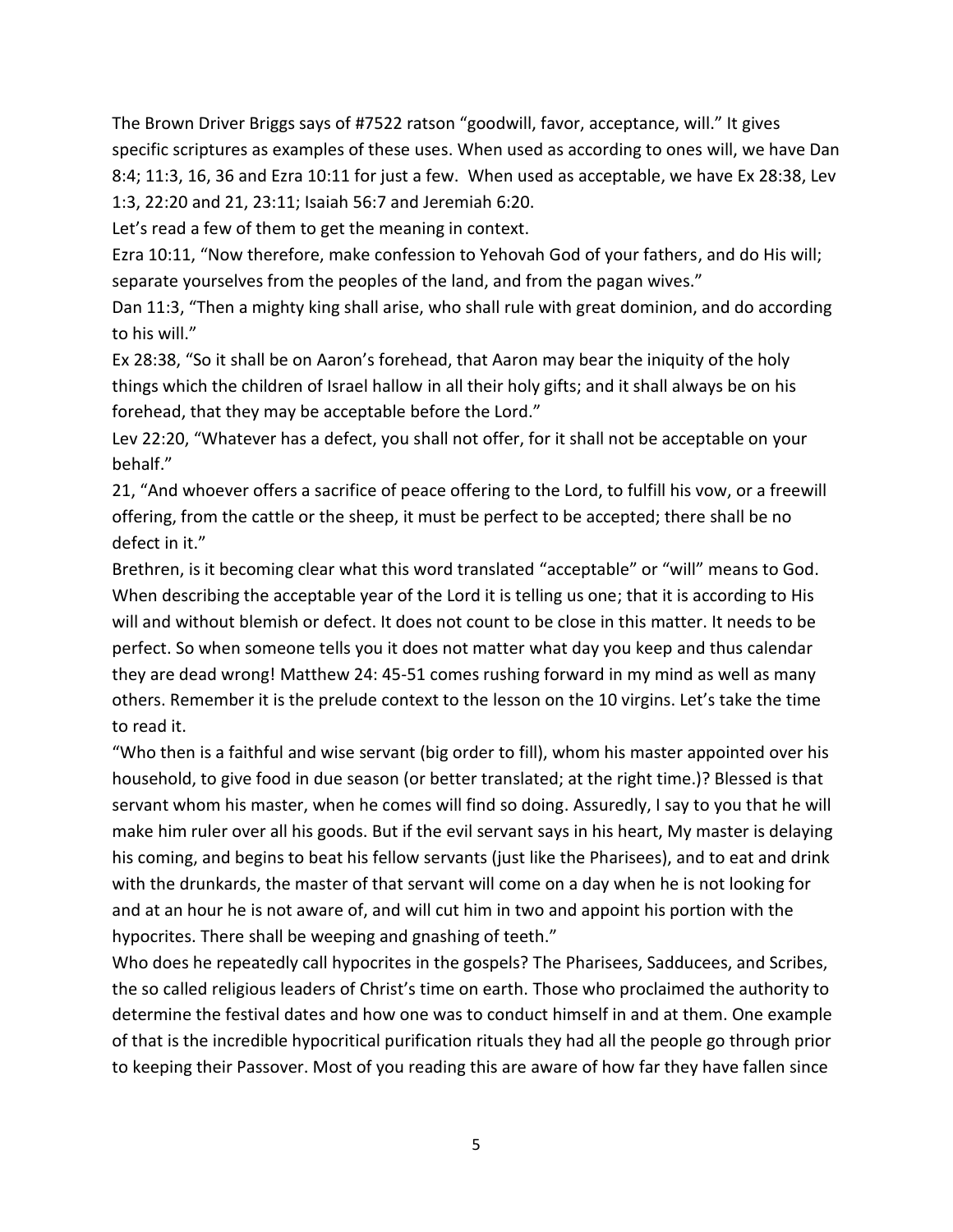The Brown Driver Briggs says of #7522 ratson "goodwill, favor, acceptance, will." It gives specific scriptures as examples of these uses. When used as according to ones will, we have Dan 8:4; 11:3, 16, 36 and Ezra 10:11 for just a few. When used as acceptable, we have Ex 28:38, Lev 1:3, 22:20 and 21, 23:11; Isaiah 56:7 and Jeremiah 6:20.

Let's read a few of them to get the meaning in context.

Ezra 10:11, "Now therefore, make confession to Yehovah God of your fathers, and do His will; separate yourselves from the peoples of the land, and from the pagan wives."

Dan 11:3, "Then a mighty king shall arise, who shall rule with great dominion, and do according to his will."

Ex 28:38, "So it shall be on Aaron's forehead, that Aaron may bear the iniquity of the holy things which the children of Israel hallow in all their holy gifts; and it shall always be on his forehead, that they may be acceptable before the Lord."

Lev 22:20, "Whatever has a defect, you shall not offer, for it shall not be acceptable on your behalf."

21, "And whoever offers a sacrifice of peace offering to the Lord, to fulfill his vow, or a freewill offering, from the cattle or the sheep, it must be perfect to be accepted; there shall be no defect in it."

Brethren, is it becoming clear what this word translated "acceptable" or "will" means to God. When describing the acceptable year of the Lord it is telling us one; that it is according to His will and without blemish or defect. It does not count to be close in this matter. It needs to be perfect. So when someone tells you it does not matter what day you keep and thus calendar they are dead wrong! Matthew 24: 45-51 comes rushing forward in my mind as well as many others. Remember it is the prelude context to the lesson on the 10 virgins. Let's take the time to read it.

"Who then is a faithful and wise servant (big order to fill), whom his master appointed over his household, to give food in due season (or better translated; at the right time.)? Blessed is that servant whom his master, when he comes will find so doing. Assuredly, I say to you that he will make him ruler over all his goods. But if the evil servant says in his heart, My master is delaying his coming, and begins to beat his fellow servants (just like the Pharisees), and to eat and drink with the drunkards, the master of that servant will come on a day when he is not looking for and at an hour he is not aware of, and will cut him in two and appoint his portion with the hypocrites. There shall be weeping and gnashing of teeth."

Who does he repeatedly call hypocrites in the gospels? The Pharisees, Sadducees, and Scribes, the so called religious leaders of Christ's time on earth. Those who proclaimed the authority to determine the festival dates and how one was to conduct himself in and at them. One example of that is the incredible hypocritical purification rituals they had all the people go through prior to keeping their Passover. Most of you reading this are aware of how far they have fallen since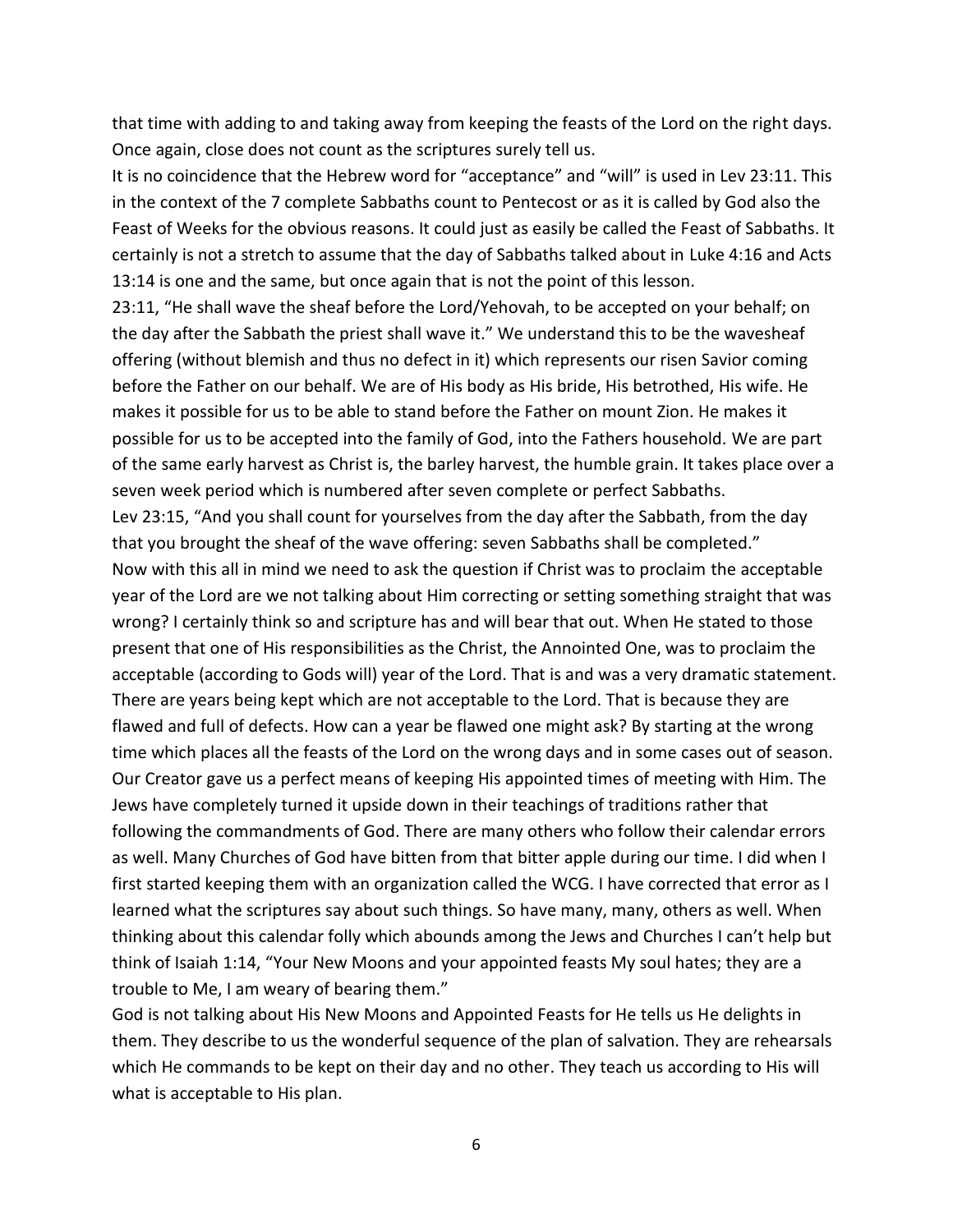that time with adding to and taking away from keeping the feasts of the Lord on the right days. Once again, close does not count as the scriptures surely tell us.

It is no coincidence that the Hebrew word for "acceptance" and "will" is used in Lev 23:11. This in the context of the 7 complete Sabbaths count to Pentecost or as it is called by God also the Feast of Weeks for the obvious reasons. It could just as easily be called the Feast of Sabbaths. It certainly is not a stretch to assume that the day of Sabbaths talked about in Luke 4:16 and Acts 13:14 is one and the same, but once again that is not the point of this lesson.

23:11, "He shall wave the sheaf before the Lord/Yehovah, to be accepted on your behalf; on the day after the Sabbath the priest shall wave it." We understand this to be the wavesheaf offering (without blemish and thus no defect in it) which represents our risen Savior coming before the Father on our behalf. We are of His body as His bride, His betrothed, His wife. He makes it possible for us to be able to stand before the Father on mount Zion. He makes it possible for us to be accepted into the family of God, into the Fathers household. We are part of the same early harvest as Christ is, the barley harvest, the humble grain. It takes place over a seven week period which is numbered after seven complete or perfect Sabbaths.

Lev 23:15, "And you shall count for yourselves from the day after the Sabbath, from the day that you brought the sheaf of the wave offering: seven Sabbaths shall be completed."

Now with this all in mind we need to ask the question if Christ was to proclaim the acceptable year of the Lord are we not talking about Him correcting or setting something straight that was wrong? I certainly think so and scripture has and will bear that out. When He stated to those present that one of His responsibilities as the Christ, the Annointed One, was to proclaim the acceptable (according to Gods will) year of the Lord. That is and was a very dramatic statement. There are years being kept which are not acceptable to the Lord. That is because they are flawed and full of defects. How can a year be flawed one might ask? By starting at the wrong time which places all the feasts of the Lord on the wrong days and in some cases out of season. Our Creator gave us a perfect means of keeping His appointed times of meeting with Him. The Jews have completely turned it upside down in their teachings of traditions rather that following the commandments of God. There are many others who follow their calendar errors as well. Many Churches of God have bitten from that bitter apple during our time. I did when I first started keeping them with an organization called the WCG. I have corrected that error as I learned what the scriptures say about such things. So have many, many, others as well. When thinking about this calendar folly which abounds among the Jews and Churches I can't help but think of Isaiah 1:14, "Your New Moons and your appointed feasts My soul hates; they are a trouble to Me, I am weary of bearing them."

God is not talking about His New Moons and Appointed Feasts for He tells us He delights in them. They describe to us the wonderful sequence of the plan of salvation. They are rehearsals which He commands to be kept on their day and no other. They teach us according to His will what is acceptable to His plan.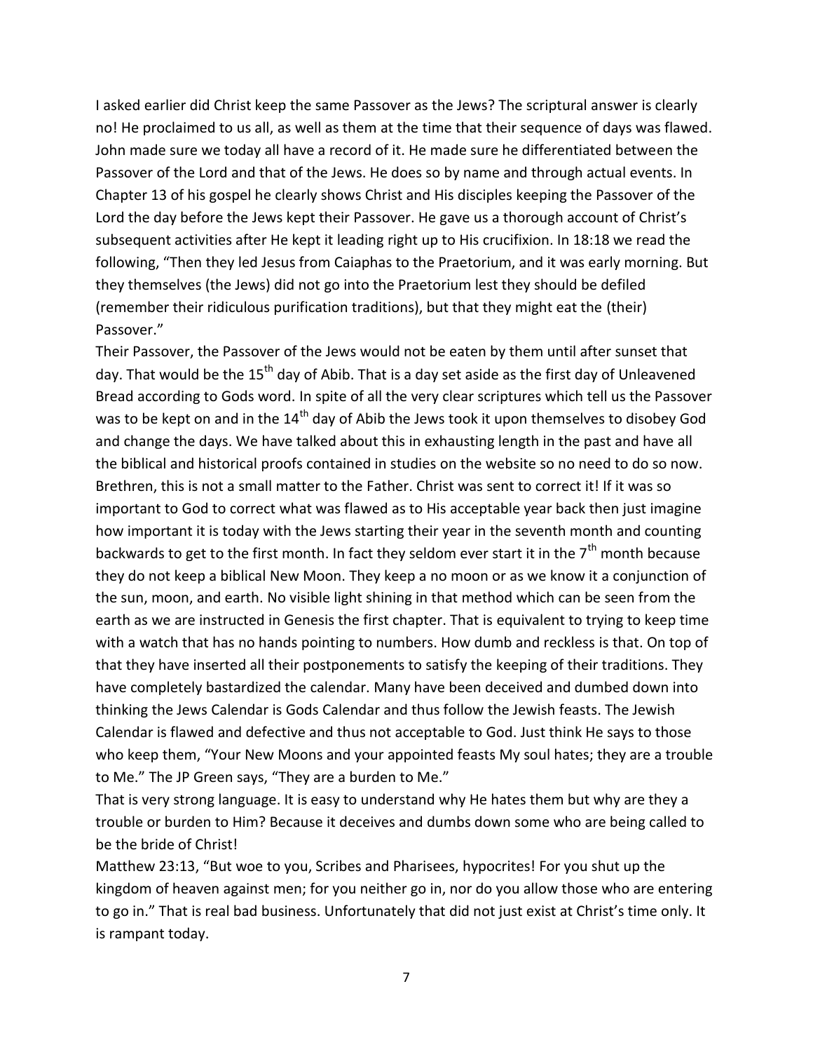I asked earlier did Christ keep the same Passover as the Jews? The scriptural answer is clearly no! He proclaimed to us all, as well as them at the time that their sequence of days was flawed. John made sure we today all have a record of it. He made sure he differentiated between the Passover of the Lord and that of the Jews. He does so by name and through actual events. In Chapter 13 of his gospel he clearly shows Christ and His disciples keeping the Passover of the Lord the day before the Jews kept their Passover. He gave us a thorough account of Christ's subsequent activities after He kept it leading right up to His crucifixion. In 18:18 we read the following, "Then they led Jesus from Caiaphas to the Praetorium, and it was early morning. But they themselves (the Jews) did not go into the Praetorium lest they should be defiled (remember their ridiculous purification traditions), but that they might eat the (their) Passover."

Their Passover, the Passover of the Jews would not be eaten by them until after sunset that day. That would be the 15th day of Abib. That is a day set aside as the first day of Unleavened Bread according to Gods word. In spite of all the very clear scriptures which tell us the Passover was to be kept on and in the 14th day of Abib the Jews took it upon themselves to disobey God and change the days. We have talked about this in exhausting length in the past and have all the biblical and historical proofs contained in studies on the website so no need to do so now. Brethren, this is not a small matter to the Father. Christ was sent to correct it! If it was so important to God to correct what was flawed as to His acceptable year back then just imagine how important it is today with the Jews starting their year in the seventh month and counting backwards to get to the first month. In fact they seldom ever start it in the 7th month because they do not keep a biblical New Moon. They keep a no moon or as we know it a conjunction of the sun, moon, and earth. No visible light shining in that method which can be seen from the earth as we are instructed in Genesis the first chapter. That is equivalent to trying to keep time with a watch that has no hands pointing to numbers. How dumb and reckless is that. On top of that they have inserted all their postponements to satisfy the keeping of their traditions. They have completely bastardized the calendar. Many have been deceived and dumbed down into thinking the Jews Calendar is Gods Calendar and thus follow the Jewish feasts. The Jewish Calendar is flawed and defective and thus not acceptable to God. Just think He says to those who keep them, "Your New Moons and your appointed feasts My soul hates; they are a trouble to Me." The JP Green says, "They are a burden to Me."

That is very strong language. It is easy to understand why He hates them but why are they a trouble or burden to Him? Because it deceives and dumbs down some who are being called to be the bride of Christ!

Matthew 23:13, "But woe to you, Scribes and Pharisees, hypocrites! For you shut up the kingdom of heaven against men; for you neither go in, nor do you allow those who are entering to go in." That is real bad business. Unfortunately that did not just exist at Christ's time only. It is rampant today.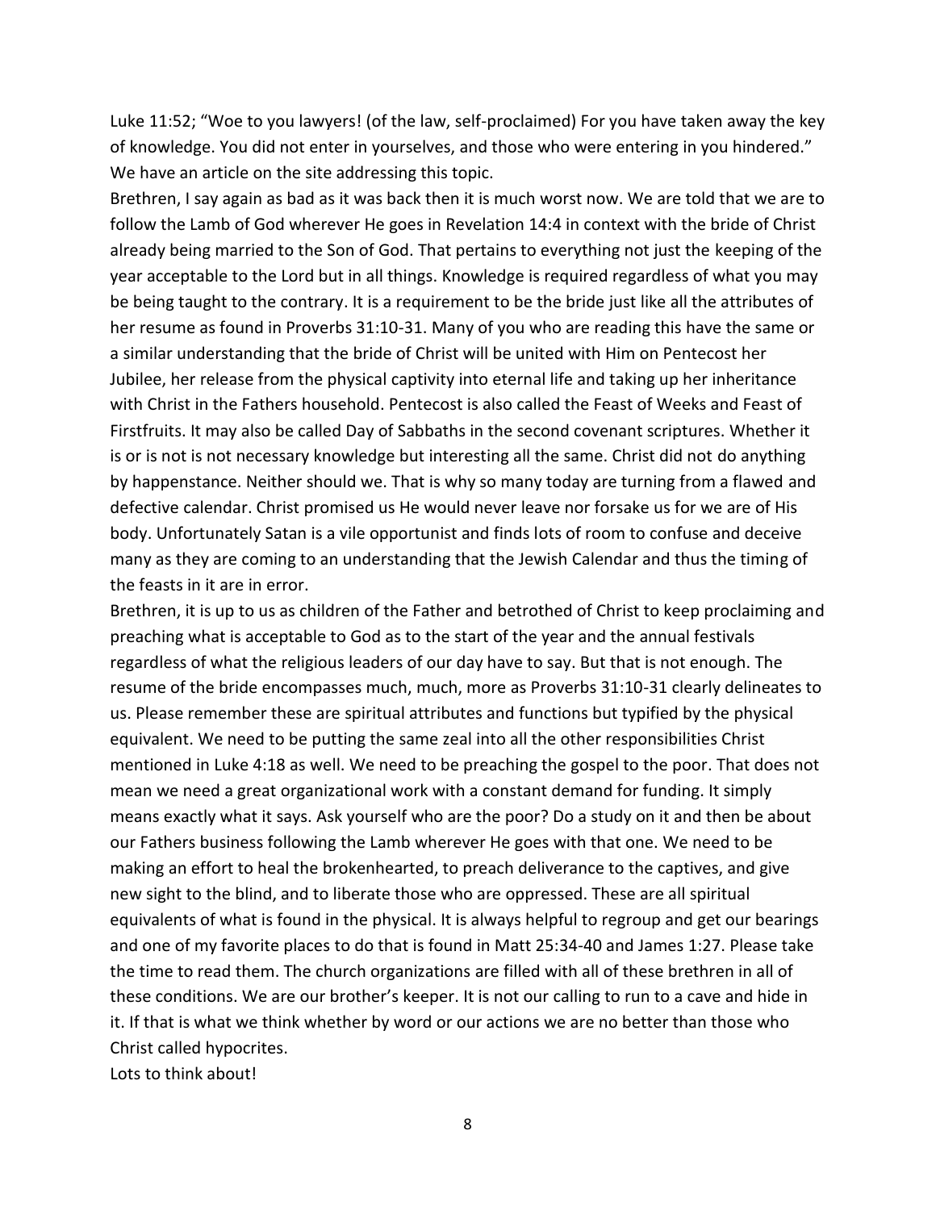Luke 11:52; “Woe to you lawyers! (of the law, self-proclaimed) For you have taken away the key of knowledge. You did not enter in yourselves, and those who were entering in you hindered.” We have an article on the site addressing this topic.

Brethren, I say again as bad as it was back then it is much worst now. We are told that we are to follow the Lamb of God wherever He goes in Revelation 14:4 in context with the bride of Christ already being married to the Son of God. That pertains to everything not just the keeping of the year acceptable to the Lord but in all things. Knowledge is required regardless of what you may be being taught to the contrary. It is a requirement to be the bride just like all the attributes of her resume as found in Proverbs 31:10-31. Many of you who are reading this have the same or a similar understanding that the bride of Christ will be united with Him on Pentecost her Jubilee, her release from the physical captivity into eternal life and taking up her inheritance with Christ in the Fathers household. Pentecost is also called the Feast of Weeks and Feast of Firstfruits. It may also be called Day of Sabbaths in the second covenant scriptures. Whether it is or is not is not necessary knowledge but interesting all the same. Christ did not do anything by happenstance. Neither should we. That is why so many today are turning from a flawed and defective calendar. Christ promised us He would never leave nor forsake us for we are of His body. Unfortunately Satan is a vile opportunist and finds lots of room to confuse and deceive many as they are coming to an understanding that the Jewish Calendar and thus the timing of the feasts in it are in error.

Brethren, it is up to us as children of the Father and betrothed of Christ to keep proclaiming and preaching what is acceptable to God as to the start of the year and the annual festivals regardless of what the religious leaders of our day have to say. But that is not enough. The resume of the bride encompasses much, much, more as Proverbs 31:10-31 clearly delineates to us. Please remember these are spiritual attributes and functions but typified by the physical equivalent. We need to be putting the same zeal into all the other responsibilities Christ mentioned in Luke 4:18 as well. We need to be preaching the gospel to the poor. That does not mean we need a great organizational work with a constant demand for funding. It simply means exactly what it says. Ask yourself who are the poor? Do a study on it and then be about our Fathers business following the Lamb wherever He goes with that one. We need to be making an effort to heal the brokenhearted, to preach deliverance to the captives, and give new sight to the blind, and to liberate those who are oppressed. These are all spiritual equivalents of what is found in the physical. It is always helpful to regroup and get our bearings and one of my favorite places to do that is found in Matt 25:34-40 and James 1:27. Please take the time to read them. The church organizations are filled with all of these brethren in all of these conditions. We are our brother’s keeper. It is not our calling to run to a cave and hide in it. If that is what we think whether by word or our actions we are no better than those who Christ called hypocrites.

Lots to think about!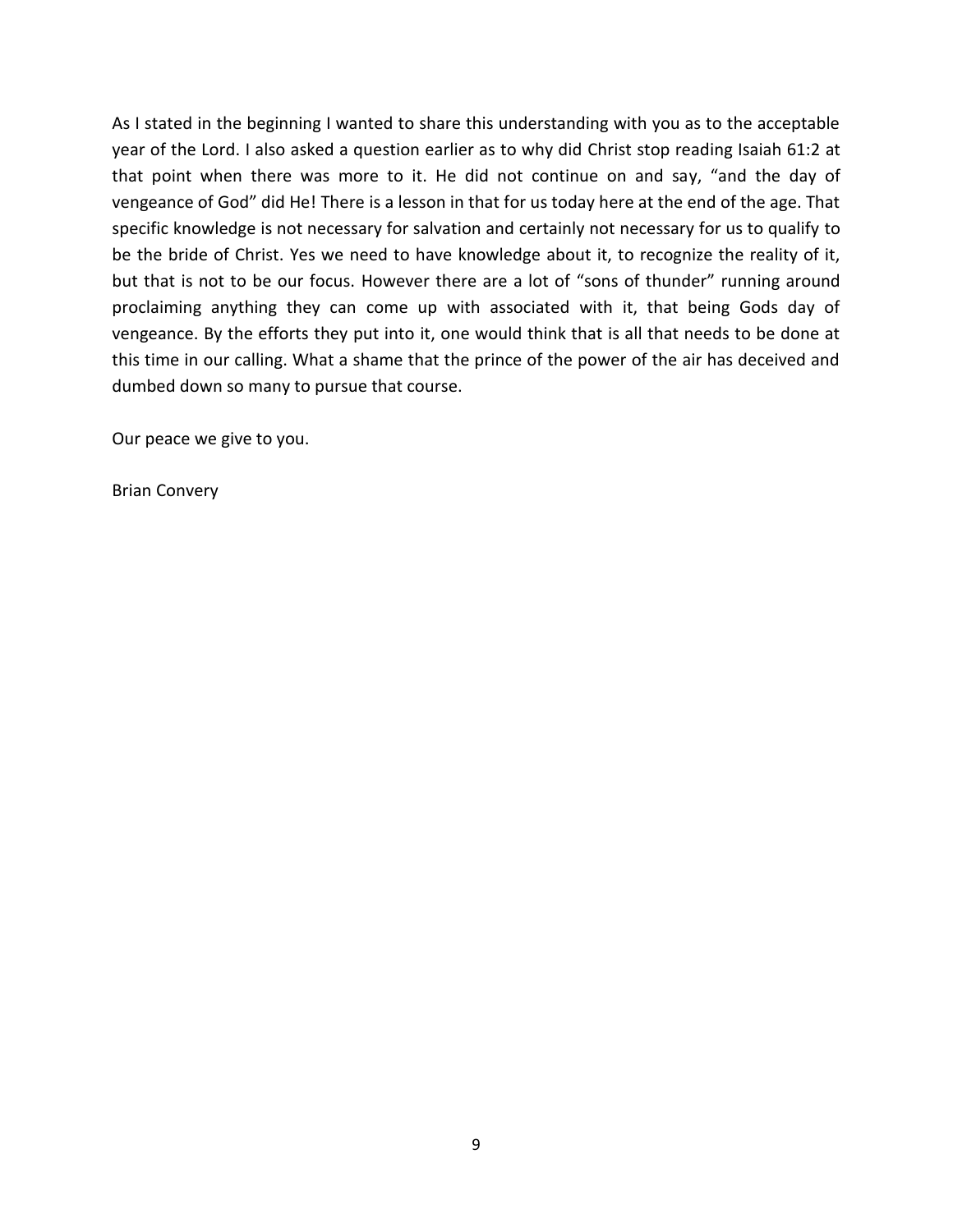As I stated in the beginning I wanted to share this understanding with you as to the acceptable year of the Lord. I also asked a question earlier as to why did Christ stop reading Isaiah 61:2 at that point when there was more to it. He did not continue on and say, "and the day of vengeance of God" did He! There is a lesson in that for us today here at the end of the age. That specific knowledge is not necessary for salvation and certainly not necessary for us to qualify to be the bride of Christ. Yes we need to have knowledge about it, to recognize the reality of it, but that is not to be our focus. However there are a lot of "sons of thunder" running around proclaiming anything they can come up with associated with it, that being Gods day of vengeance. By the efforts they put into it, one would think that is all that needs to be done at this time in our calling. What a shame that the prince of the power of the air has deceived and dumbed down so many to pursue that course.

Our peace we give to you.

Brian Convery